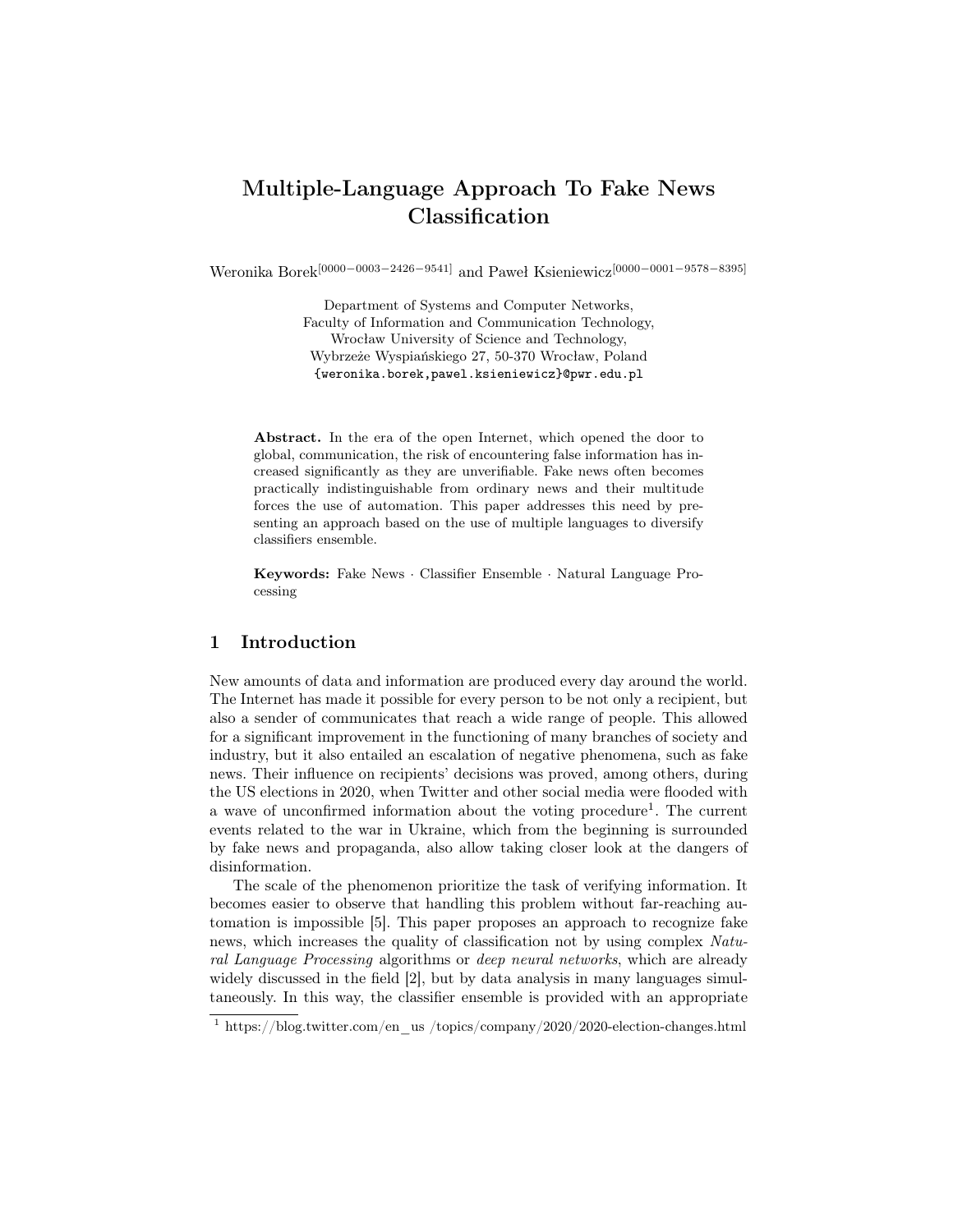# Multiple-Language Approach To Fake News Classification

Weronika Borek[0000−0003−2426−9541] and Paweł Ksieniewicz[0000−0001−9578−8395]

Department of Systems and Computer Networks,
Faculty of Information and Communication Technology,
Wrocław University of Science and Technology,
Wybrzeże Wyspiańskiego 27, 50-370 Wrocław, Poland
{weronika.borek,pawel.ksieniewicz}@pwr.edu.pl

**Abstract.** In the era of the open Internet, which opened the door to global, communication, the risk of encountering false information has increased significantly as they are unverifiable. Fake news often becomes practically indistinguishable from ordinary news and their multitude forces the use of automation. This paper addresses this need by presenting an approach based on the use of multiple languages to diversify classifiers ensemble.

**Keywords:** Fake News · Classifier Ensemble · Natural Language Processing

## 1 Introduction

New amounts of data and information are produced every day around the world. The Internet has made it possible for every person to be not only a recipient, but also a sender of communicates that reach a wide range of people. This allowed for a significant improvement in the functioning of many branches of society and industry, but it also entailed an escalation of negative phenomena, such as fake news. Their influence on recipients' decisions was proved, among others, during the US elections in 2020, when Twitter and other social media were flooded with a wave of unconfirmed information about the voting procedure[1]. The current events related to the war in Ukraine, which from the beginning is surrounded by fake news and propaganda, also allow taking closer look at the dangers of disinformation.

The scale of the phenomenon prioritize the task of verifying information. It becomes easier to observe that handling this problem without far-reaching automation is impossible [5]. This paper proposes an approach to recognize fake news, which increases the quality of classification not by using complex *Natural Language Processing* algorithms or *deep neural networks*, which are already widely discussed in the field [2], but by data analysis in many languages simultaneously. In this way, the classifier ensemble is provided with an appropriate

[1] https://blog.twitter.com/en_us /topics/company/2020/2020-election-changes.html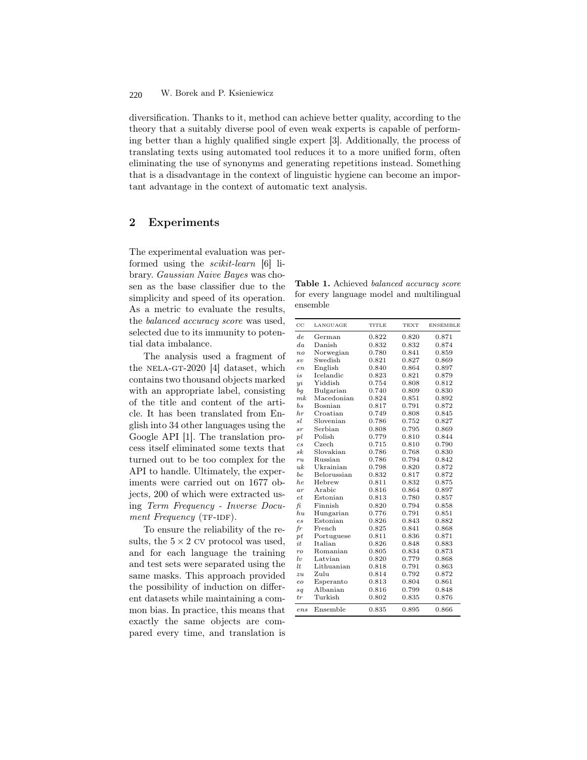diversification. Thanks to it, method can achieve better quality, according to the theory that a suitably diverse pool of even weak experts is capable of performing better than a highly qualified single expert [3]. Additionally, the process of translating texts using automated tool reduces it to a more unified form, often eliminating the use of synonyms and generating repetitions instead. Something that is a disadvantage in the context of linguistic hygiene can become an important advantage in the context of automatic text analysis.

## 2 Experiments

The experimental evaluation was performed using the *scikit-learn* [6] library. *Gaussian Naive Bayes* was chosen as the base classifier due to the simplicity and speed of its operation. As a metric to evaluate the results, the *balanced accuracy score* was used, selected due to its immunity to potential data imbalance.

The analysis used a fragment of the NELA-GT-2020 [4] dataset, which contains two thousand objects marked with an appropriate label, consisting of the title and content of the article. It has been translated from English into 34 other languages using the Google API [1]. The translation process itself eliminated some texts that turned out to be too complex for the API to handle. Ultimately, the experiments were carried out on 1677 objects, 200 of which were extracted using *Term Frequency - Inverse Document Frequency* (TF-IDF).

To ensure the reliability of the results, the $5 \times 2$ CV protocol was used, and for each language the training and test sets were separated using the same masks. This approach provided the possibility of induction on different datasets while maintaining a common bias. In practice, this means that exactly the same objects are compared every time, and translation is

**Table 1.** Achieved *balanced accuracy score* for every language model and multilingual ensemble

| CC | LANGUAGE | TITLE | TEXT | ENSEMBLE |
|---|---|---|---|---|
| *de* | German | 0.822 | 0.820 | 0.871 |
| *da* | Danish | 0.832 | 0.832 | 0.874 |
| *no* | Norwegian | 0.780 | 0.841 | 0.859 |
| *sv* | Swedish | 0.821 | 0.827 | 0.869 |
| *en* | English | 0.840 | 0.864 | 0.897 |
| *is* | Icelandic | 0.823 | 0.821 | 0.879 |
| *yi* | Yiddish | 0.754 | 0.808 | 0.812 |
| *bg* | Bulgarian | 0.740 | 0.809 | 0.830 |
| *mk* | Macedonian | 0.824 | 0.851 | 0.892 |
| *bs* | Bosnian | 0.817 | 0.791 | 0.872 |
| *hr* | Croatian | 0.749 | 0.808 | 0.845 |
| *sl* | Slovenian | 0.786 | 0.752 | 0.827 |
| *sr* | Serbian | 0.808 | 0.795 | 0.869 |
| *pl* | Polish | 0.779 | 0.810 | 0.844 |
| *cs* | Czech | 0.715 | 0.810 | 0.790 |
| *sk* | Slovakian | 0.786 | 0.768 | 0.830 |
| *ru* | Russian | 0.786 | 0.794 | 0.842 |
| *uk* | Ukrainian | 0.798 | 0.820 | 0.872 |
| *be* | Belorussian | 0.832 | 0.817 | 0.872 |
| *he* | Hebrew | 0.811 | 0.832 | 0.875 |
| *ar* | Arabic | 0.816 | 0.864 | 0.897 |
| *et* | Estonian | 0.813 | 0.780 | 0.857 |
| *fi* | Finnish | 0.820 | 0.794 | 0.858 |
| *hu* | Hungarian | 0.776 | 0.791 | 0.851 |
| *es* | Estonian | 0.826 | 0.843 | 0.882 |
| *fr* | French | 0.825 | 0.841 | 0.868 |
| *pt* | Portuguese | 0.811 | 0.836 | 0.871 |
| *it* | Italian | 0.826 | 0.848 | 0.883 |
| *ro* | Romanian | 0.805 | 0.834 | 0.873 |
| *lv* | Latvian | 0.820 | 0.779 | 0.868 |
| *lt* | Lithuanian | 0.818 | 0.791 | 0.863 |
| *zu* | Zulu | 0.814 | 0.792 | 0.872 |
| *eo* | Esperanto | 0.813 | 0.804 | 0.861 |
| *sq* | Albanian | 0.816 | 0.799 | 0.848 |
| *tr* | Turkish | 0.802 | 0.835 | 0.876 |
| *ens* | Ensemble | 0.835 | 0.895 | 0.866 |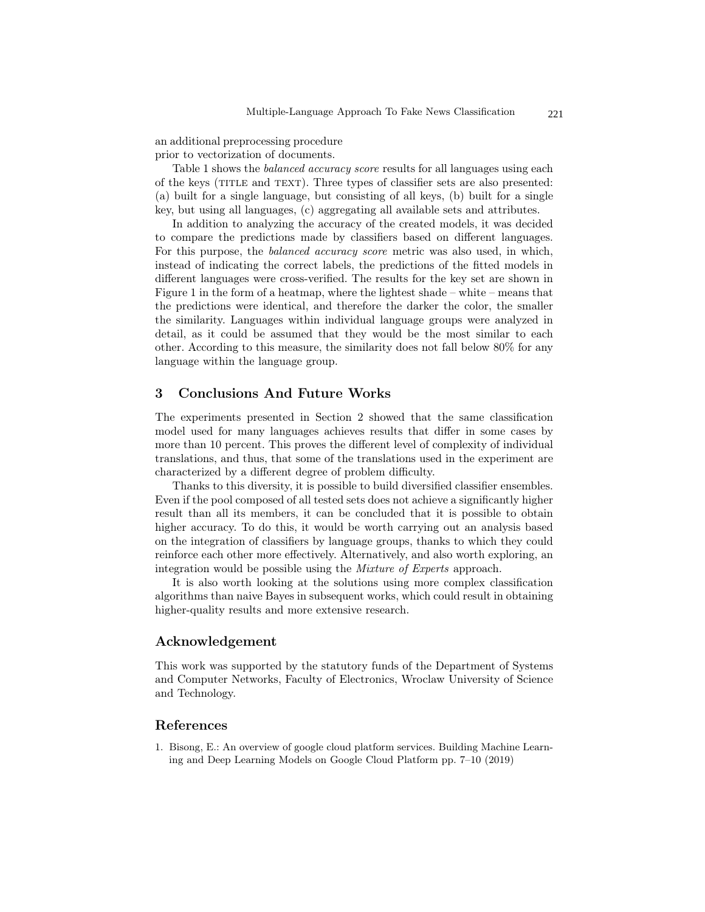an additional preprocessing procedure
prior to vectorization of documents.

Table 1 shows the *balanced accuracy score* results for all languages using each of the keys (TITLE and TEXT). Three types of classifier sets are also presented: (a) built for a single language, but consisting of all keys, (b) built for a single key, but using all languages, (c) aggregating all available sets and attributes.

In addition to analyzing the accuracy of the created models, it was decided to compare the predictions made by classifiers based on different languages. For this purpose, the *balanced accuracy score* metric was also used, in which, instead of indicating the correct labels, the predictions of the fitted models in different languages were cross-verified. The results for the key set are shown in Figure 1 in the form of a heatmap, where the lightest shade – white – means that the predictions were identical, and therefore the darker the color, the smaller the similarity. Languages within individual language groups were analyzed in detail, as it could be assumed that they would be the most similar to each other. According to this measure, the similarity does not fall below 80% for any language within the language group.

## 3 Conclusions And Future Works

The experiments presented in Section 2 showed that the same classification model used for many languages achieves results that differ in some cases by more than 10 percent. This proves the different level of complexity of individual translations, and thus, that some of the translations used in the experiment are characterized by a different degree of problem difficulty.

Thanks to this diversity, it is possible to build diversified classifier ensembles. Even if the pool composed of all tested sets does not achieve a significantly higher result than all its members, it can be concluded that it is possible to obtain higher accuracy. To do this, it would be worth carrying out an analysis based on the integration of classifiers by language groups, thanks to which they could reinforce each other more effectively. Alternatively, and also worth exploring, an integration would be possible using the *Mixture of Experts* approach.

It is also worth looking at the solutions using more complex classification algorithms than naive Bayes in subsequent works, which could result in obtaining higher-quality results and more extensive research.

## Acknowledgement

This work was supported by the statutory funds of the Department of Systems and Computer Networks, Faculty of Electronics, Wroclaw University of Science and Technology.

## References

1. Bisong, E.: An overview of google cloud platform services. Building Machine Learning and Deep Learning Models on Google Cloud Platform pp. 7–10 (2019)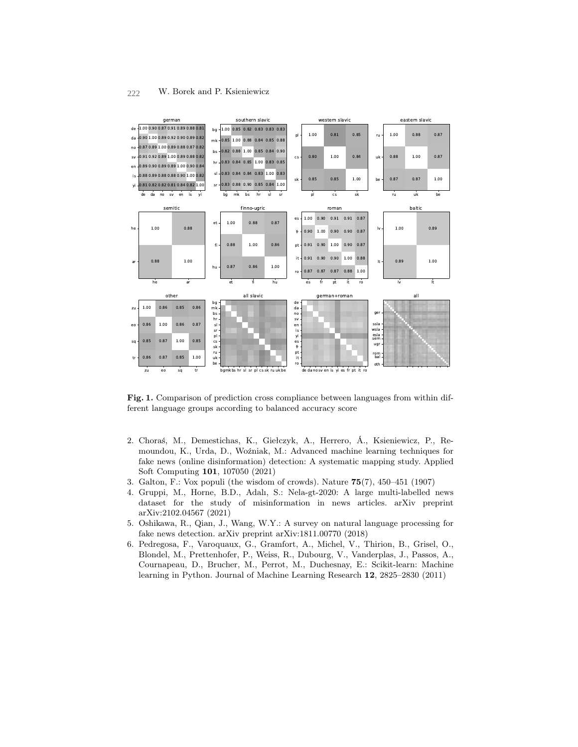german

| | de | da | no | sv | en | is | yi |
|---|---|---|---|---|---|---|---|
| de | 1.00 | 0.90 | 0.87 | 0.91 | 0.89 | 0.88 | 0.81 |
| da | 0.90 | 1.00 | 0.89 | 0.92 | 0.90 | 0.89 | 0.82 |
| no | 0.87 | 0.89 | 1.00 | 0.89 | 0.88 | 0.87 | 0.82 |
| sv | 0.91 | 0.92 | 0.89 | 1.00 | 0.89 | 0.88 | 0.82 |
| en | 0.89 | 0.90 | 0.89 | 0.89 | 1.00 | 0.90 | 0.84 |
| is | 0.88 | 0.89 | 0.88 | 0.88 | 0.90 | 1.00 | 0.82 |
| yi | 0.81 | 0.82 | 0.82 | 0.81 | 0.84 | 0.82 | 1.00 |

southern slavic

| | bg | mk | bs | hr | sl | sr |
|---|---|---|---|---|---|---|
| bg | 1.00 | 0.85 | 0.82 | 0.83 | 0.83 | 0.83 |
| mk | 0.85 | 1.00 | 0.88 | 0.84 | 0.85 | 0.88 |
| bs | 0.82 | 0.88 | 1.00 | 0.85 | 0.84 | 0.90 |
| hr | 0.83 | 0.84 | 0.85 | 1.00 | 0.83 | 0.85 |
| sl | 0.83 | 0.84 | 0.84 | 0.83 | 1.00 | 0.83 |
| sr | 0.83 | 0.88 | 0.90 | 0.85 | 0.84 | 1.00 |

western slavic

| | pl | cs | sk |
|---|---|---|---|
| pl | 1.00 | 0.81 | 0.85 |
| cs | 0.80 | 1.00 | 0.84 |
| sk | 0.85 | 0.85 | 1.00 |

eastern slavic

| | ru | uk | be |
|---|---|---|---|
| ru | 1.00 | 0.88 | 0.87 |
| uk | 0.88 | 1.00 | 0.87 |
| be | 0.87 | 0.87 | 1.00 |

semitic

| | he | ar |
|---|---|---|
| he | 1.00 | 0.88 |
| ar | 0.88 | 1.00 |

finno-ugric

| | et | fi | hu |
|---|---|---|---|
| et | 1.00 | 0.88 | 0.87 |
| fi | 0.88 | 1.00 | 0.86 |
| hu | 0.87 | 0.86 | 1.00 |

roman

| | es | fr | pt | it | ro |
|---|---|---|---|---|---|
| es | 1.00 | 0.90 | 0.91 | 0.91 | 0.87 |
| fr | 0.90 | 1.00 | 0.90 | 0.90 | 0.87 |
| pt | 0.91 | 0.90 | 1.00 | 0.90 | 0.87 |
| it | 0.91 | 0.90 | 0.90 | 1.00 | 0.88 |
| ro | 0.87 | 0.87 | 0.87 | 0.88 | 1.00 |

baltic

| | lv | lt |
|---|---|---|
| lv | 1.00 | 0.89 |
| lt | 0.89 | 1.00 |

other

| | zu | eo | sq | tr |
|---|---|---|---|---|
| zu | 1.00 | 0.86 | 0.85 | 0.86 |
| eo | 0.86 | 1.00 | 0.86 | 0.87 |
| sq | 0.85 | 0.87 | 1.00 | 0.85 |
| tr | 0.86 | 0.87 | 0.85 | 1.00 |

all slavic

bg mk bs hr sl sr pl cs sk ru uk be

german+roman

de da no sv en is yi es fr pt it ro

all

ger ssla wsla esla sem ugr rom bal oth

**Fig. 1.** Comparison of prediction cross compliance between languages from within different language groups according to balanced accuracy score

2. Choraś, M., Demestichas, K., Giełczyk, A., Herrero, Á., Ksieniewicz, P., Remoundou, K., Urda, D., Woźniak, M.: Advanced machine learning techniques for fake news (online disinformation) detection: A systematic mapping study. Applied Soft Computing **101**, 107050 (2021)
3. Galton, F.: Vox populi (the wisdom of crowds). Nature **75**(7), 450–451 (1907)
4. Gruppi, M., Horne, B.D., Adalı, S.: Nela-gt-2020: A large multi-labelled news dataset for the study of misinformation in news articles. arXiv preprint arXiv:2102.04567 (2021)
5. Oshikawa, R., Qian, J., Wang, W.Y.: A survey on natural language processing for fake news detection. arXiv preprint arXiv:1811.00770 (2018)
6. Pedregosa, F., Varoquaux, G., Gramfort, A., Michel, V., Thirion, B., Grisel, O., Blondel, M., Prettenhofer, P., Weiss, R., Dubourg, V., Vanderplas, J., Passos, A., Cournapeau, D., Brucher, M., Perrot, M., Duchesnay, E.: Scikit-learn: Machine learning in Python. Journal of Machine Learning Research **12**, 2825–2830 (2011)